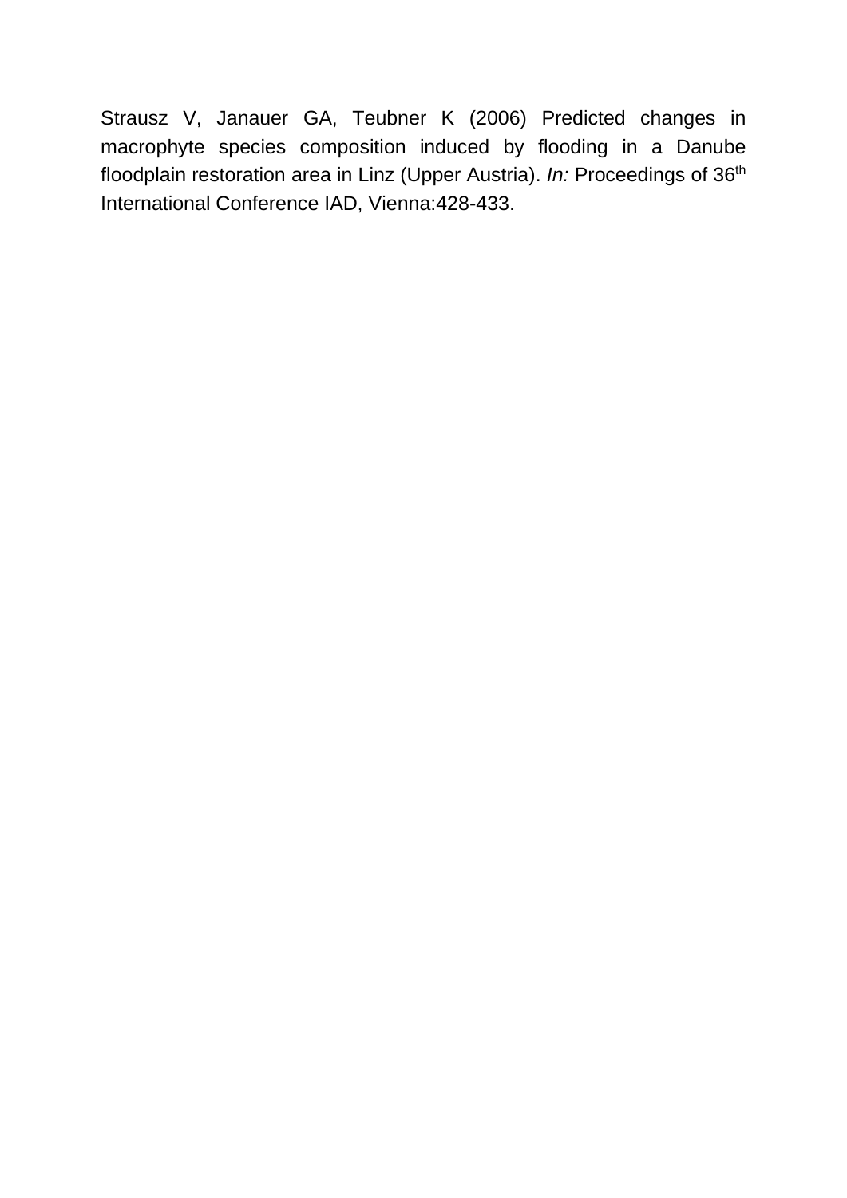Strausz V, Janauer GA, Teubner K (2006) Predicted changes in macrophyte species composition induced by flooding in a Danube floodplain restoration area in Linz (Upper Austria). *In:* Proceedings of 36th International Conference IAD, Vienna:428-433.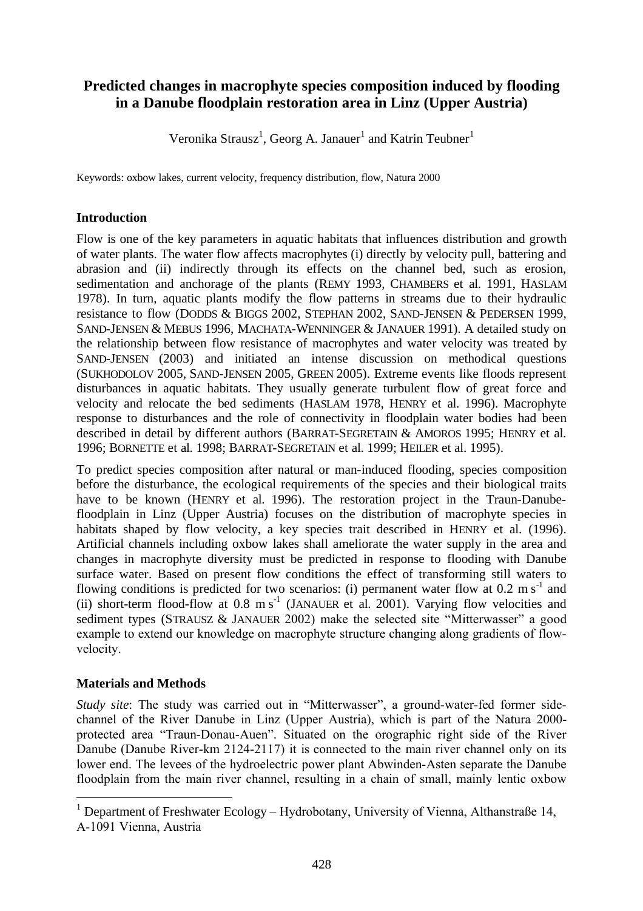# Predicted changes in macrophyte species composition induced by flooding in a Danube floodplain restoration area in Linz (Upper Austria)

Veronika Strausz[1], Georg A. Janauer[1] and Katrin Teubner[1]

Keywords: oxbow lakes, current velocity, frequency distribution, flow, Natura 2000

## Introduction

Flow is one of the key parameters in aquatic habitats that influences distribution and growth of water plants. The water flow affects macrophytes (i) directly by velocity pull, battering and abrasion and (ii) indirectly through its effects on the channel bed, such as erosion, sedimentation and anchorage of the plants (REMY 1993, CHAMBERS et al. 1991, HASLAM 1978). In turn, aquatic plants modify the flow patterns in streams due to their hydraulic resistance to flow (DODDS & BIGGS 2002, STEPHAN 2002, SAND-JENSEN & PEDERSEN 1999, SAND-JENSEN & MEBUS 1996, MACHATA-WENNINGER & JANAUER 1991). A detailed study on the relationship between flow resistance of macrophytes and water velocity was treated by SAND-JENSEN (2003) and initiated an intense discussion on methodical questions (SUKHODOLOV 2005, SAND-JENSEN 2005, GREEN 2005). Extreme events like floods represent disturbances in aquatic habitats. They usually generate turbulent flow of great force and velocity and relocate the bed sediments (HASLAM 1978, HENRY et al. 1996). Macrophyte response to disturbances and the role of connectivity in floodplain water bodies had been described in detail by different authors (BARRAT-SEGRETAIN & AMOROS 1995; HENRY et al. 1996; BORNETTE et al. 1998; BARRAT-SEGRETAIN et al. 1999; HEILER et al. 1995).

To predict species composition after natural or man-induced flooding, species composition before the disturbance, the ecological requirements of the species and their biological traits have to be known (HENRY et al. 1996). The restoration project in the Traun-Danube-floodplain in Linz (Upper Austria) focuses on the distribution of macrophyte species in habitats shaped by flow velocity, a key species trait described in HENRY et al. (1996). Artificial channels including oxbow lakes shall ameliorate the water supply in the area and changes in macrophyte diversity must be predicted in response to flooding with Danube surface water. Based on present flow conditions the effect of transforming still waters to flowing conditions is predicted for two scenarios: (i) permanent water flow at 0.2 m s$^{-1}$ and (ii) short-term flood-flow at 0.8 m s$^{-1}$ (JANAUER et al. 2001). Varying flow velocities and sediment types (STRAUSZ & JANAUER 2002) make the selected site "Mitterwasser" a good example to extend our knowledge on macrophyte structure changing along gradients of flow-velocity.

## Materials and Methods

*Study site*: The study was carried out in "Mitterwasser", a ground-water-fed former side-channel of the River Danube in Linz (Upper Austria), which is part of the Natura 2000-protected area "Traun-Donau-Auen". Situated on the orographic right side of the River Danube (Danube River-km 2124-2117) it is connected to the main river channel only on its lower end. The levees of the hydroelectric power plant Abwinden-Asten separate the Danube floodplain from the main river channel, resulting in a chain of small, mainly lentic oxbow

[1] Department of Freshwater Ecology – Hydrobotany, University of Vienna, Althanstraße 14, A-1091 Vienna, Austria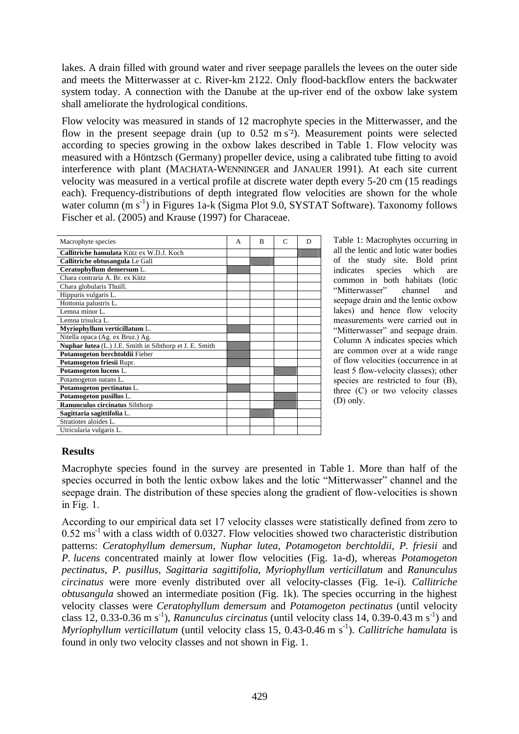lakes. A drain filled with ground water and river seepage parallels the levees on the outer side and meets the Mitterwasser at c. River-km 2122. Only flood-backflow enters the backwater system today. A connection with the Danube at the up-river end of the oxbow lake system shall ameliorate the hydrological conditions.

Flow velocity was measured in stands of 12 macrophyte species in the Mitterwasser, and the flow in the present seepage drain (up to 0.52 m $s^{-2}$). Measurement points were selected according to species growing in the oxbow lakes described in Table 1. Flow velocity was measured with a Höntzsch (Germany) propeller device, using a calibrated tube fitting to avoid interference with plant (MACHATA-WENNINGER and JANAUER 1991). At each site current velocity was measured in a vertical profile at discrete water depth every 5-20 cm (15 readings each). Frequency-distributions of depth integrated flow velocities are shown for the whole water column (m $s^{-1}$) in Figures 1a-k (Sigma Plot 9.0, SYSTAT Software). Taxonomy follows Fischer et al. (2005) and Krause (1997) for Characeae.

| Macrophyte species | A | B | C | D |
|---|---|---|---|---|
| **Callitriche hamulata** Kütz ex W.D.J. Koch | | | | ■ |
| **Callitriche obtusangula** Le Gall | | ■ | | |
| **Ceratophyllum demersum** L. | ■ | | | |
| Chara contraria A. Br. ex Kütz | | | | |
| Chara globularis Thuill. | | | | |
| Hippuris vulgaris L. | | | | |
| Hottonia palustris L. | | | | |
| Lemna minor L. | | | | |
| Lemna trisulca L. | | | | |
| **Myriophyllum verticillatum** L. | ■ | | | |
| Nitella opaca (Ag. ex Bruz.) Ag. | | | | |
| **Nuphar lutea** (L.) J.E. Smith in Sibthorp et J. E. Smith | ■ | | | |
| **Potamogeton berchtoldii** Fieber | ■ | | | |
| **Potamogeton friesii** Rupr. | ■ | | | |
| **Potamogeton lucens** L. | | | ■ | |
| Potamogeton natans L. | | | | |
| **Potamogeton pectinatus** L. | ■ | | | |
| **Potamogeton pusillus** L. | | | ■ | |
| **Ranunculus circinatus** Sibthorp | | | ■ | |
| **Sagittaria sagittifolia** L. | | ■ | | |
| Stratiotes aloides L. | | | | |
| Utricularia vulgaris L. | | | | |

Table 1: Macrophytes occurring in all the lentic and lotic water bodies of the study site. Bold print indicates species which are common in both habitats (lotic "Mitterwasser" channel and seepage drain and the lentic oxbow lakes) and hence flow velocity measurements were carried out in "Mitterwasser" and seepage drain. Column A indicates species which are common over at a wide range of flow velocities (occurrence in at least 5 flow-velocity classes); other species are restricted to four (B), three (C) or two velocity classes (D) only.

## Results

Macrophyte species found in the survey are presented in Table 1. More than half of the species occurred in both the lentic oxbow lakes and the lotic "Mitterwasser" channel and the seepage drain. The distribution of these species along the gradient of flow-velocities is shown in Fig. 1.

According to our empirical data set 17 velocity classes were statistically defined from zero to 0.52 $ms^{-1}$ with a class width of 0.0327. Flow velocities showed two characteristic distribution patterns: *Ceratophyllum demersum*, *Nuphar lutea*, *Potamogeton berchtoldii*, *P. friesii* and *P. lucens* concentrated mainly at lower flow velocities (Fig. 1a-d), whereas *Potamogeton pectinatus*, *P. pusillus*, *Sagittaria sagittifolia*, *Myriophyllum verticillatum* and *Ranunculus circinatus* were more evenly distributed over all velocity-classes (Fig. 1e-i). *Callitriche obtusangula* showed an intermediate position (Fig. 1k). The species occurring in the highest velocity classes were *Ceratophyllum demersum* and *Potamogeton pectinatus* (until velocity class 12, 0.33-0.36 m $s^{-1}$), *Ranunculus circinatus* (until velocity class 14, 0.39-0.43 m $s^{-1}$) and *Myriophyllum verticillatum* (until velocity class 15, 0.43-0.46 m $s^{-1}$). *Callitriche hamulata* is found in only two velocity classes and not shown in Fig. 1.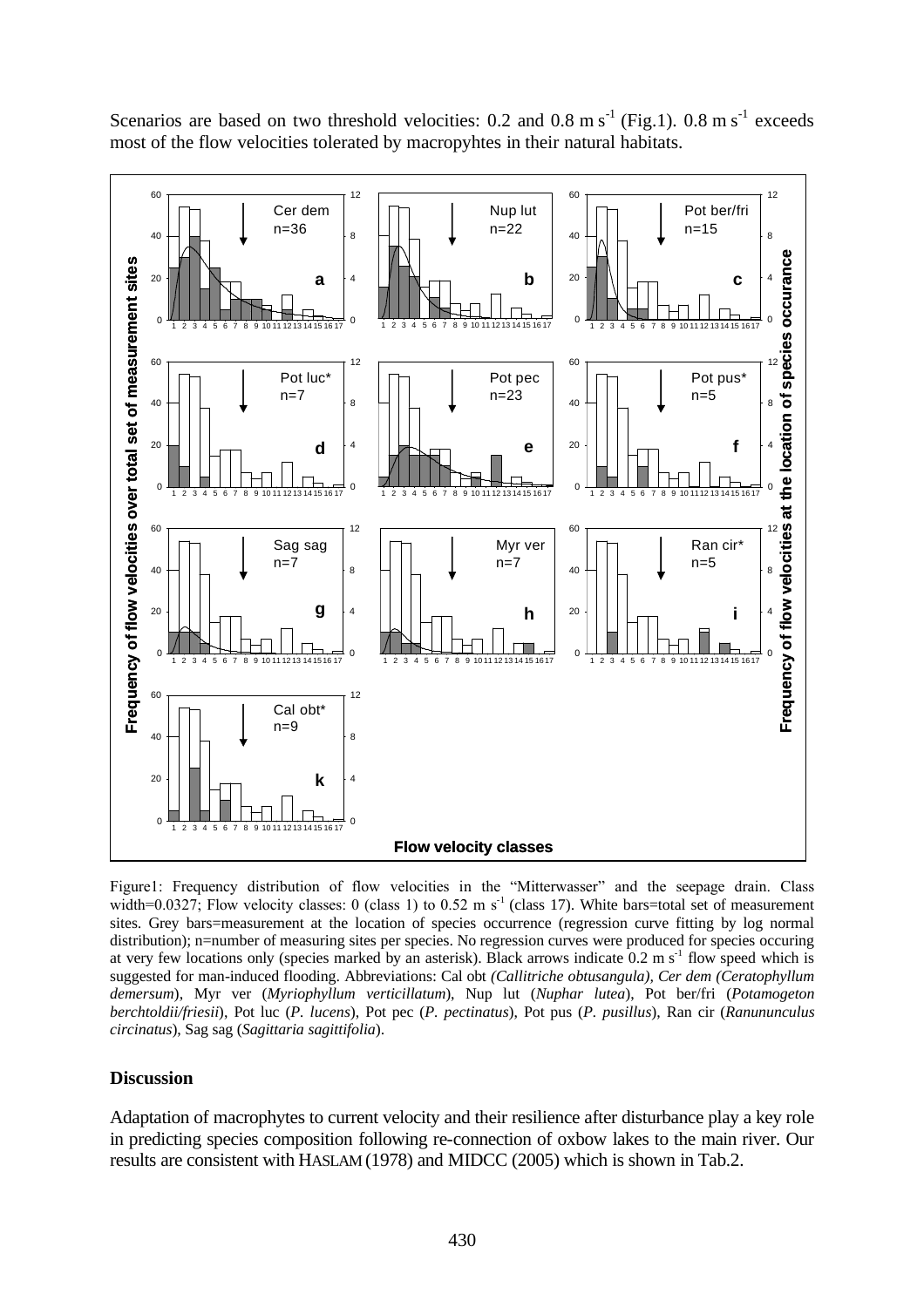Scenarios are based on two threshold velocities: 0.2 and 0.8 m s$^{-1}$ (Fig.1). 0.8 m s$^{-1}$ exceeds most of the flow velocities tolerated by macropyhtes in their natural habitats.

Figure1: Frequency distribution of flow velocities in the "Mitterwasser" and the seepage drain. Class width=0.0327; Flow velocity classes: 0 (class 1) to 0.52 m s$^{-1}$ (class 17). White bars=total set of measurement sites. Grey bars=measurement at the location of species occurrence (regression curve fitting by log normal distribution); n=number of measuring sites per species. No regression curves were produced for species occuring at very few locations only (species marked by an asterisk). Black arrows indicate 0.2 m s$^{-1}$ flow speed which is suggested for man-induced flooding. Abbreviations: Cal obt *(Callitriche obtusangula), Cer dem (Ceratophyllum demersum*), Myr ver (*Myriophyllum verticillatum*), Nup lut (*Nuphar lutea*), Pot ber/fri (*Potamogeton berchtoldii/friesii*), Pot luc (*P. lucens*), Pot pec (*P. pectinatus*), Pot pus (*P. pusillus*), Ran cir (*Ranununculus circinatus*), Sag sag (*Sagittaria sagittifolia*).

## Discussion

Adaptation of macrophytes to current velocity and their resilience after disturbance play a key role in predicting species composition following re-connection of oxbow lakes to the main river. Our results are consistent with HASLAM (1978) and MIDCC (2005) which is shown in Tab.2.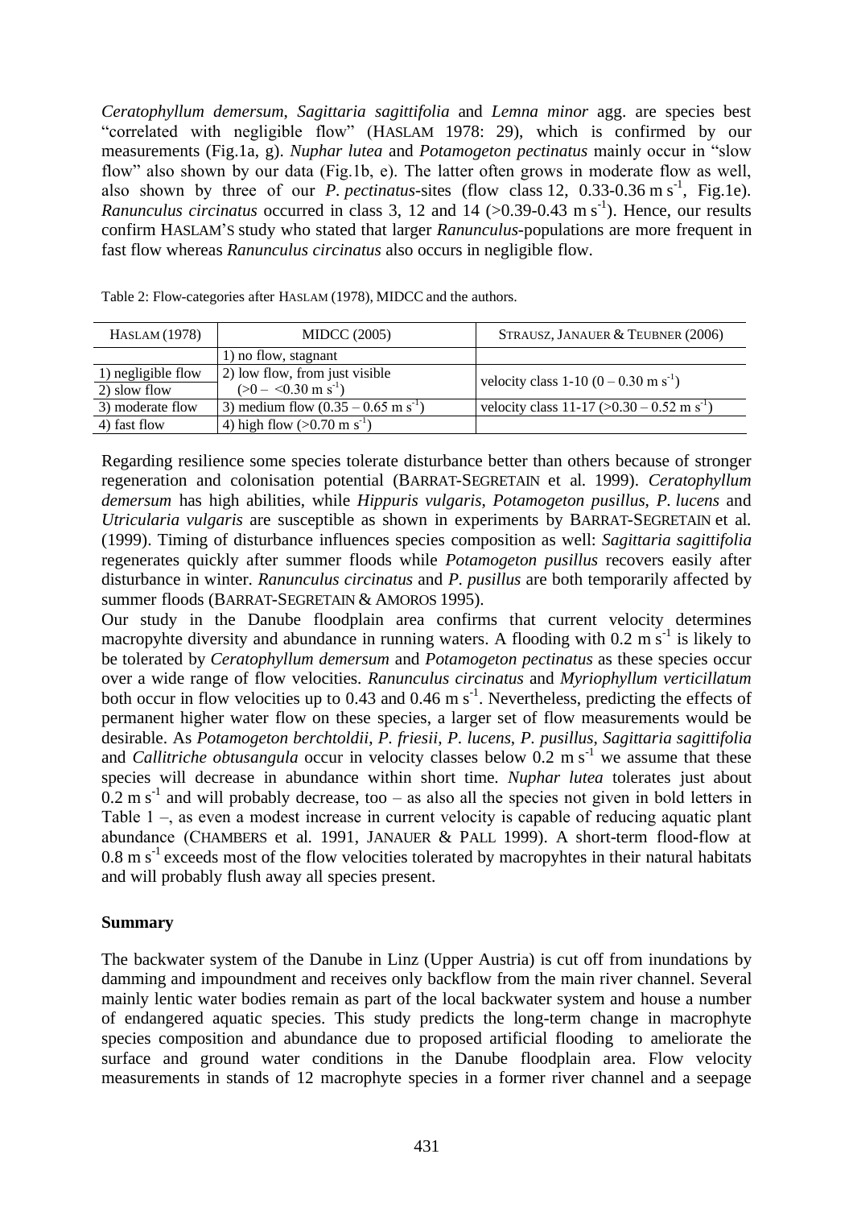*Ceratophyllum demersum*, *Sagittaria sagittifolia* and *Lemna minor* agg. are species best "correlated with negligible flow" (HASLAM 1978: 29), which is confirmed by our measurements (Fig.1a, g). *Nuphar lutea* and *Potamogeton pectinatus* mainly occur in "slow flow" also shown by our data (Fig.1b, e). The latter often grows in moderate flow as well, also shown by three of our *P. pectinatus*-sites (flow class 12, 0.33-0.36 m $s^{-1}$, Fig.1e). *Ranunculus circinatus* occurred in class 3, 12 and 14 (>0.39-0.43 m $s^{-1}$). Hence, our results confirm HASLAM'S study who stated that larger *Ranunculus*-populations are more frequent in fast flow whereas *Ranunculus circinatus* also occurs in negligible flow.

Table 2: Flow-categories after HASLAM (1978), MIDCC and the authors.

| HASLAM (1978) | MIDCC (2005) | STRAUSZ, JANAUER & TEUBNER (2006) |
|---|---|---|
| | 1) no flow, stagnant | |
| 1) negligible flow | 2) low flow, from just visible | velocity class 1-10 (0 – 0.30 m $s^{-1}$) |
| 2) slow flow | (>0 – <0.30 m $s^{-1}$) | |
| 3) moderate flow | 3) medium flow (0.35 – 0.65 m $s^{-1}$) | velocity class 11-17 (>0.30 – 0.52 m $s^{-1}$) |
| 4) fast flow | 4) high flow (>0.70 m $s^{-1}$) | |

Regarding resilience some species tolerate disturbance better than others because of stronger regeneration and colonisation potential (BARRAT-SEGRETAIN et al. 1999). *Ceratophyllum demersum* has high abilities, while *Hippuris vulgaris*, *Potamogeton pusillus*, *P. lucens* and *Utricularia vulgaris* are susceptible as shown in experiments by BARRAT-SEGRETAIN et al. (1999). Timing of disturbance influences species composition as well: *Sagittaria sagittifolia* regenerates quickly after summer floods while *Potamogeton pusillus* recovers easily after disturbance in winter. *Ranunculus circinatus* and *P. pusillus* are both temporarily affected by summer floods (BARRAT-SEGRETAIN & AMOROS 1995).

Our study in the Danube floodplain area confirms that current velocity determines macropyhte diversity and abundance in running waters. A flooding with 0.2 m $s^{-1}$ is likely to be tolerated by *Ceratophyllum demersum* and *Potamogeton pectinatus* as these species occur over a wide range of flow velocities. *Ranunculus circinatus* and *Myriophyllum verticillatum* both occur in flow velocities up to 0.43 and 0.46 m $s^{-1}$. Nevertheless, predicting the effects of permanent higher water flow on these species, a larger set of flow measurements would be desirable. As *Potamogeton berchtoldii*, *P. friesii*, *P. lucens*, *P. pusillus*, *Sagittaria sagittifolia* and *Callitriche obtusangula* occur in velocity classes below 0.2 m $s^{-1}$ we assume that these species will decrease in abundance within short time. *Nuphar lutea* tolerates just about 0.2 m $s^{-1}$ and will probably decrease, too – as also all the species not given in bold letters in Table 1 –, as even a modest increase in current velocity is capable of reducing aquatic plant abundance (CHAMBERS et al. 1991, JANAUER & PALL 1999). A short-term flood-flow at 0.8 m $s^{-1}$ exceeds most of the flow velocities tolerated by macropyhtes in their natural habitats and will probably flush away all species present.

## Summary

The backwater system of the Danube in Linz (Upper Austria) is cut off from inundations by damming and impoundment and receives only backflow from the main river channel. Several mainly lentic water bodies remain as part of the local backwater system and house a number of endangered aquatic species. This study predicts the long-term change in macrophyte species composition and abundance due to proposed artificial flooding to ameliorate the surface and ground water conditions in the Danube floodplain area. Flow velocity measurements in stands of 12 macrophyte species in a former river channel and a seepage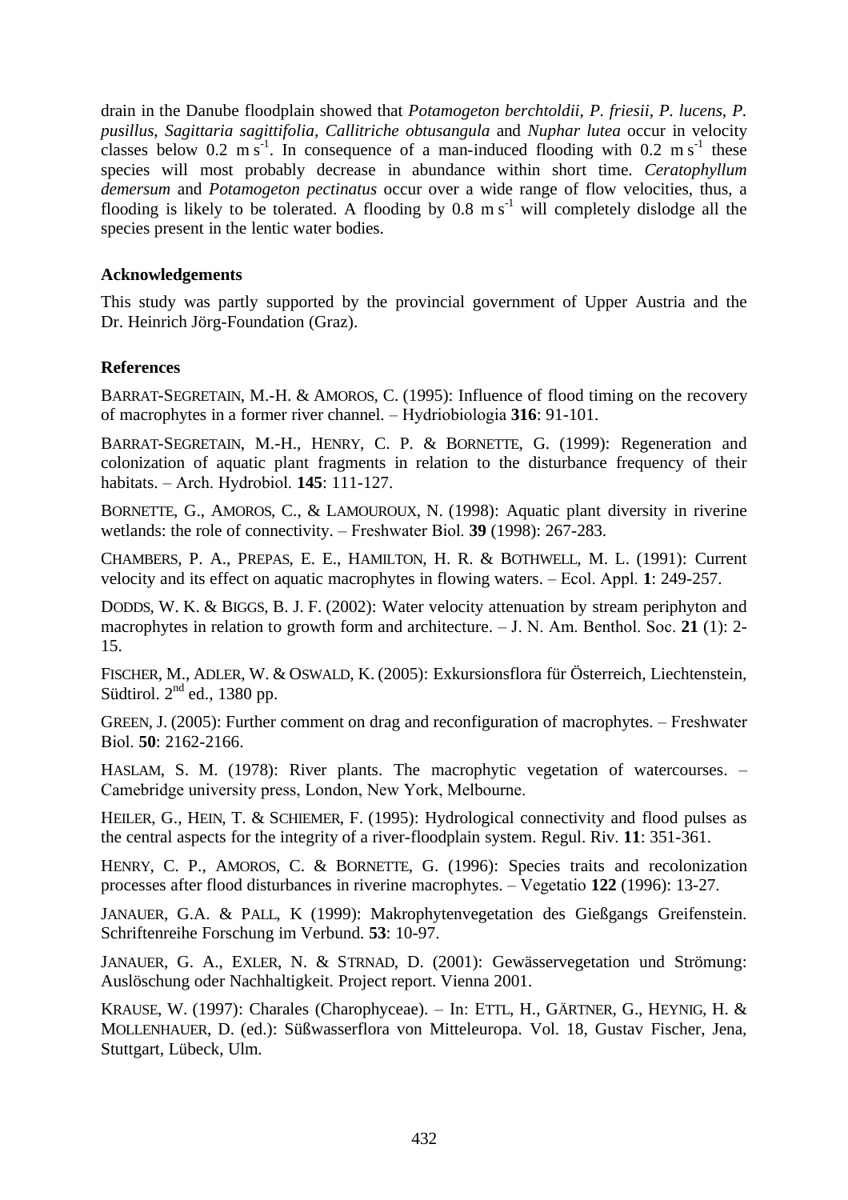drain in the Danube floodplain showed that *Potamogeton berchtoldii*, *P. friesii*, *P. lucens*, *P. pusillus*, *Sagittaria sagittifolia*, *Callitriche obtusangula* and *Nuphar lutea* occur in velocity classes below 0.2 m $s^{-1}$. In consequence of a man-induced flooding with 0.2 m $s^{-1}$ these species will most probably decrease in abundance within short time. *Ceratophyllum demersum* and *Potamogeton pectinatus* occur over a wide range of flow velocities, thus, a flooding is likely to be tolerated. A flooding by 0.8 m $s^{-1}$ will completely dislodge all the species present in the lentic water bodies.

### Acknowledgements

This study was partly supported by the provincial government of Upper Austria and the Dr. Heinrich Jörg-Foundation (Graz).

### References

BARRAT-SEGRETAIN, M.-H. & AMOROS, C. (1995): Influence of flood timing on the recovery of macrophytes in a former river channel. – Hydriobiologia **316**: 91-101.

BARRAT-SEGRETAIN, M.-H., HENRY, C. P. & BORNETTE, G. (1999): Regeneration and colonization of aquatic plant fragments in relation to the disturbance frequency of their habitats. – Arch. Hydrobiol. **145**: 111-127.

BORNETTE, G., AMOROS, C., & LAMOUROUX, N. (1998): Aquatic plant diversity in riverine wetlands: the role of connectivity. – Freshwater Biol. **39** (1998): 267-283.

CHAMBERS, P. A., PREPAS, E. E., HAMILTON, H. R. & BOTHWELL, M. L. (1991): Current velocity and its effect on aquatic macrophytes in flowing waters. – Ecol. Appl. **1**: 249-257.

DODDS, W. K. & BIGGS, B. J. F. (2002): Water velocity attenuation by stream periphyton and macrophytes in relation to growth form and architecture. – J. N. Am. Benthol. Soc. **21** (1): 2-15.

FISCHER, M., ADLER, W. & OSWALD, K. (2005): Exkursionsflora für Österreich, Liechtenstein, Südtirol. 2nd ed., 1380 pp.

GREEN, J. (2005): Further comment on drag and reconfiguration of macrophytes. – Freshwater Biol. **50**: 2162-2166.

HASLAM, S. M. (1978): River plants. The macrophytic vegetation of watercourses. – Camebridge university press, London, New York, Melbourne.

HEILER, G., HEIN, T. & SCHIEMER, F. (1995): Hydrological connectivity and flood pulses as the central aspects for the integrity of a river-floodplain system. Regul. Riv. **11**: 351-361.

HENRY, C. P., AMOROS, C. & BORNETTE, G. (1996): Species traits and recolonization processes after flood disturbances in riverine macrophytes. – Vegetatio **122** (1996): 13-27.

JANAUER, G.A. & PALL, K (1999): Makrophytenvegetation des Gießgangs Greifenstein. Schriftenreihe Forschung im Verbund. **53**: 10-97.

JANAUER, G. A., EXLER, N. & STRNAD, D. (2001): Gewässervegetation und Strömung: Auslöschung oder Nachhaltigkeit. Project report. Vienna 2001.

KRAUSE, W. (1997): Charales (Charophyceae). – In: ETTL, H., GÄRTNER, G., HEYNIG, H. & MOLLENHAUER, D. (ed.): Süßwasserflora von Mitteleuropa. Vol. 18, Gustav Fischer, Jena, Stuttgart, Lübeck, Ulm.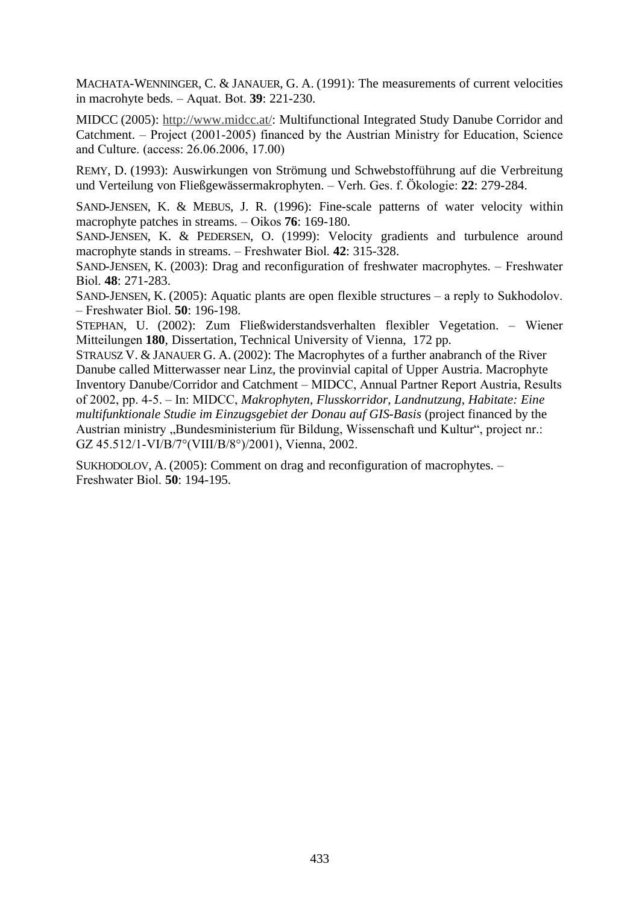MACHATA-WENNINGER, C. & JANAUER, G. A. (1991): The measurements of current velocities in macrohyte beds. – Aquat. Bot. **39**: 221-230.

MIDCC (2005): http://www.midcc.at/: Multifunctional Integrated Study Danube Corridor and Catchment. – Project (2001-2005) financed by the Austrian Ministry for Education, Science and Culture. (access: 26.06.2006, 17.00)

REMY, D. (1993): Auswirkungen von Strömung und Schwebstofführung auf die Verbreitung und Verteilung von Fließgewässermakrophyten. – Verh. Ges. f. Ökologie: **22**: 279-284.

SAND-JENSEN, K. & MEBUS, J. R. (1996): Fine-scale patterns of water velocity within macrophyte patches in streams. – Oikos **76**: 169-180.

SAND-JENSEN, K. & PEDERSEN, O. (1999): Velocity gradients and turbulence around macrophyte stands in streams. – Freshwater Biol. **42**: 315-328.

SAND-JENSEN, K. (2003): Drag and reconfiguration of freshwater macrophytes. – Freshwater Biol. **48**: 271-283.

SAND-JENSEN, K. (2005): Aquatic plants are open flexible structures – a reply to Sukhodolov. – Freshwater Biol. **50**: 196-198.

STEPHAN, U. (2002): Zum Fließwiderstandsverhalten flexibler Vegetation. – Wiener Mitteilungen **180**, Dissertation, Technical University of Vienna, 172 pp.

STRAUSZ V. & JANAUER G. A. (2002): The Macrophytes of a further anabranch of the River Danube called Mitterwasser near Linz, the provinvial capital of Upper Austria. Macrophyte Inventory Danube/Corridor and Catchment – MIDCC, Annual Partner Report Austria, Results of 2002, pp. 4-5. – In: MIDCC, *Makrophyten, Flusskorridor, Landnutzung, Habitate: Eine multifunktionale Studie im Einzugsgebiet der Donau auf GIS-Basis* (project financed by the Austrian ministry „Bundesministerium für Bildung, Wissenschaft und Kultur", project nr.: GZ 45.512/1-VI/B/7°(VIII/B/8°)/2001), Vienna, 2002.

SUKHODOLOV, A. (2005): Comment on drag and reconfiguration of macrophytes. – Freshwater Biol. **50**: 194-195.